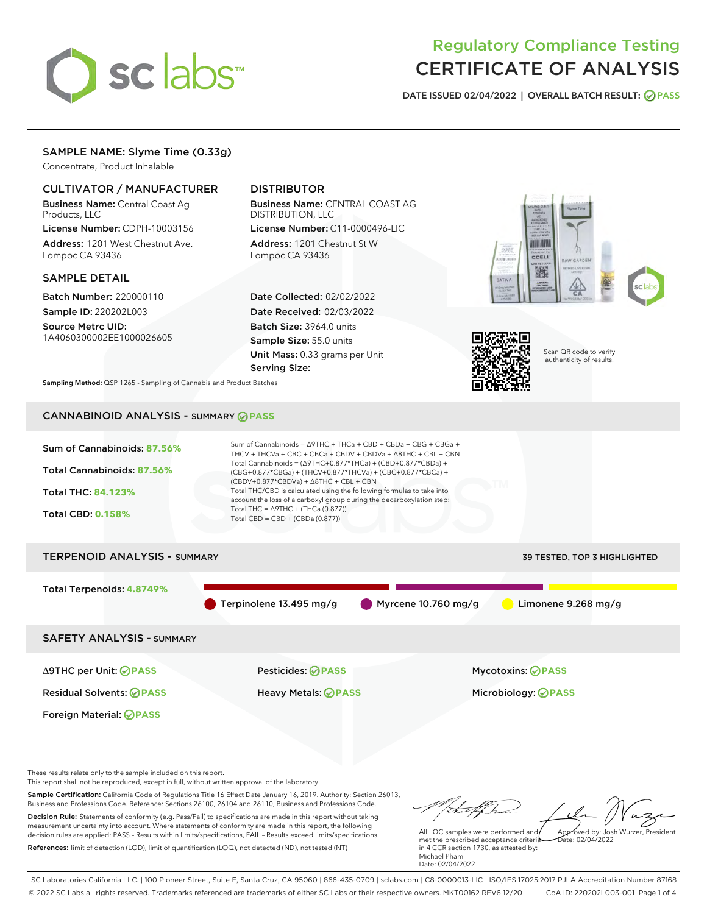# Regulatory Compliance Testing
# CERTIFICATE OF ANALYSIS

DATE ISSUED 02/04/2022 | OVERALL BATCH RESULT: PASS

## SAMPLE NAME: Slyme Time (0.33g)

Concentrate, Product Inhalable

### CULTIVATOR / MANUFACTURER

**Business Name:** Central Coast Ag Products, LLC

**License Number:** CDPH-10003156

**Address:** 1201 West Chestnut Ave. Lompoc CA 93436

### DISTRIBUTOR

**Business Name:** CENTRAL COAST AG DISTRIBUTION, LLC

**License Number:** C11-0000496-LIC

**Address:** 1201 Chestnut St W Lompoc CA 93436

### SAMPLE DETAIL

**Batch Number:** 220000110

**Sample ID:** 220202L003

**Source Metrc UID:** 1A4060300002EE1000026605

**Date Collected:** 02/02/2022

**Date Received:** 02/03/2022

**Batch Size:** 3964.0 units

**Sample Size:** 55.0 units

**Unit Mass:** 0.33 grams per Unit

**Serving Size:**

Scan QR code to verify authenticity of results.

**Sampling Method:** QSP 1265 - Sampling of Cannabis and Product Batches

## CANNABINOID ANALYSIS - SUMMARY PASS

Sum of Cannabinoids: **87.56%**

Total Cannabinoids: **87.56%**

Total THC: **84.123%**

Total CBD: **0.158%**

Sum of Cannabinoids = Δ9THC + THCa + CBD + CBDa + CBG + CBGa + THCV + THCVa + CBC + CBCa + CBDV + CBDVa + Δ8THC + CBL + CBN

Total Cannabinoids = (Δ9THC+0.877*THCa) + (CBD+0.877*CBDa) + (CBG+0.877*CBGa) + (THCV+0.877*THCVa) + (CBC+0.877*CBCa) + (CBDV+0.877*CBDVa) + Δ8THC + CBL + CBN

Total THC/CBD is calculated using the following formulas to take into account the loss of a carboxyl group during the decarboxylation step:

Total THC = Δ9THC + (THCa (0.877))

Total CBD = CBD + (CBDa (0.877))

## TERPENOID ANALYSIS - SUMMARY

39 TESTED, TOP 3 HIGHLIGHTED

Total Terpenoids: **4.8749%**

Terpinolene 13.495 mg/g | Myrcene 10.760 mg/g | Limonene 9.268 mg/g

## SAFETY ANALYSIS - SUMMARY

Δ9THC per Unit: PASS

Pesticides: PASS

Mycotoxins: PASS

Residual Solvents: PASS

Heavy Metals: PASS

Microbiology: PASS

Foreign Material: PASS

These results relate only to the sample included on this report.
This report shall not be reproduced, except in full, without written approval of the laboratory.

**Sample Certification:** California Code of Regulations Title 16 Effect Date January 16, 2019. Authority: Section 26013, Business and Professions Code. Reference: Sections 26100, 26104 and 26110, Business and Professions Code.

**Decision Rule:** Statements of conformity (e.g. Pass/Fail) to specifications are made in this report without taking measurement uncertainty into account. Where statements of conformity are made in this report, the following decision rules are applied: PASS – Results within limits/specifications, FAIL – Results exceed limits/specifications.

**References:** limit of detection (LOD), limit of quantification (LOQ), not detected (ND), not tested (NT)

All LQC samples were performed and met the prescribed acceptance criteria in 4 CCR section 1730, as attested by: Michael Pham
Date: 02/04/2022

Approved by: Josh Wurzer, President
Date: 02/04/2022

SC Laboratories California LLC. | 100 Pioneer Street, Suite E, Santa Cruz, CA 95060 | 866-435-0709 | sclabs.com | C8-0000013-LIC | ISO/IES 17025:2017 PJLA Accreditation Number 87168
© 2022 SC Labs all rights reserved. Trademarks referenced are trademarks of either SC Labs or their respective owners. MKT00162 REV6 12/20 CoA ID: 220202L003-001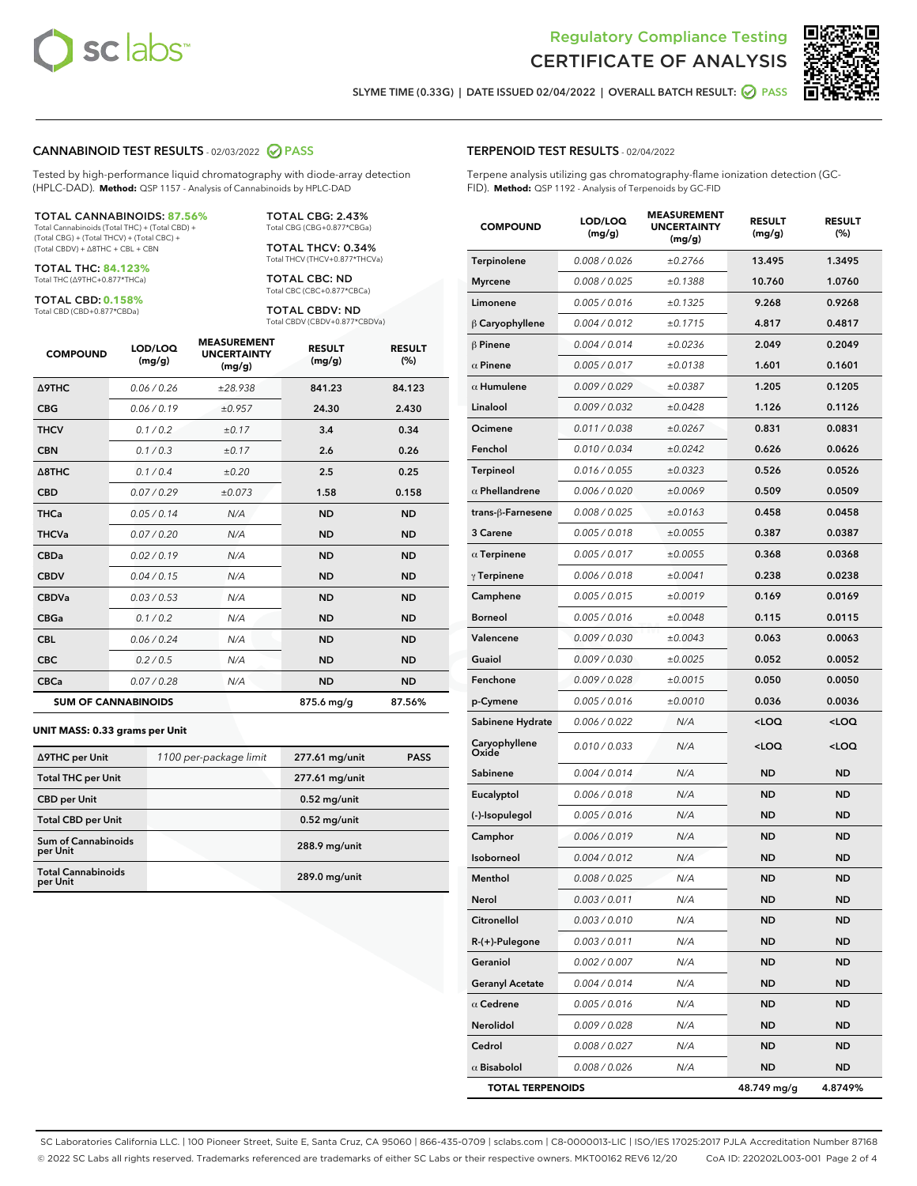# Regulatory Compliance Testing
# CERTIFICATE OF ANALYSIS

SLYME TIME (0.33G) | DATE ISSUED 02/04/2022 | OVERALL BATCH RESULT: PASS

## CANNABINOID TEST RESULTS - 02/03/2022 PASS

Tested by high-performance liquid chromatography with diode-array detection (HPLC-DAD). **Method:** QSP 1157 - Analysis of Cannabinoids by HPLC-DAD

**TOTAL CANNABINOIDS: 87.56%**
Total Cannabinoids (Total THC) + (Total CBD) + (Total CBG) + (Total THCV) + (Total CBC) + (Total CBDV) + Δ8THC + CBL + CBN

**TOTAL THC: 84.123%**
Total THC (Δ9THC+0.877*THCa)

**TOTAL CBD: 0.158%**
Total CBD (CBD+0.877*CBDa)

**TOTAL CBG: 2.43%**
Total CBG (CBG+0.877*CBGa)

**TOTAL THCV: 0.34%**
Total THCV (THCV+0.877*THCVa)

**TOTAL CBC: ND**
Total CBC (CBC+0.877*CBCa)

**TOTAL CBDV: ND**
Total CBDV (CBDV+0.877*CBDVa)

| COMPOUND | LOD/LOQ (mg/g) | MEASUREMENT UNCERTAINTY (mg/g) | RESULT (mg/g) | RESULT (%) |
|---|---|---|---|---|
| Δ9THC | 0.06 / 0.26 | ±28.938 | 841.23 | 84.123 |
| CBG | 0.06 / 0.19 | ±0.957 | 24.30 | 2.430 |
| THCV | 0.1 / 0.2 | ±0.17 | 3.4 | 0.34 |
| CBN | 0.1 / 0.3 | ±0.17 | 2.6 | 0.26 |
| Δ8THC | 0.1 / 0.4 | ±0.20 | 2.5 | 0.25 |
| CBD | 0.07 / 0.29 | ±0.073 | 1.58 | 0.158 |
| THCa | 0.05 / 0.14 | N/A | ND | ND |
| THCVa | 0.07 / 0.20 | N/A | ND | ND |
| CBDa | 0.02 / 0.19 | N/A | ND | ND |
| CBDV | 0.04 / 0.15 | N/A | ND | ND |
| CBDVa | 0.03 / 0.53 | N/A | ND | ND |
| CBGa | 0.1 / 0.2 | N/A | ND | ND |
| CBL | 0.06 / 0.24 | N/A | ND | ND |
| CBC | 0.2 / 0.5 | N/A | ND | ND |
| CBCa | 0.07 / 0.28 | N/A | ND | ND |
| **SUM OF CANNABINOIDS** | | | **875.6 mg/g** | **87.56%** |

### UNIT MASS: 0.33 grams per Unit

| | | | |
|---|---|---|---|
| Δ9THC per Unit | 1100 per-package limit | 277.61 mg/unit | PASS |
| Total THC per Unit | | 277.61 mg/unit | |
| CBD per Unit | | 0.52 mg/unit | |
| Total CBD per Unit | | 0.52 mg/unit | |
| Sum of Cannabinoids per Unit | | 288.9 mg/unit | |
| Total Cannabinoids per Unit | | 289.0 mg/unit | |

## TERPENOID TEST RESULTS - 02/04/2022

Terpene analysis utilizing gas chromatography-flame ionization detection (GC-FID). **Method:** QSP 1192 - Analysis of Terpenoids by GC-FID

| COMPOUND | LOD/LOQ (mg/g) | MEASUREMENT UNCERTAINTY (mg/g) | RESULT (mg/g) | RESULT (%) |
|---|---|---|---|---|
| Terpinolene | 0.008 / 0.026 | ±0.2766 | 13.495 | 1.3495 |
| Myrcene | 0.008 / 0.025 | ±0.1388 | 10.760 | 1.0760 |
| Limonene | 0.005 / 0.016 | ±0.1325 | 9.268 | 0.9268 |
| β Caryophyllene | 0.004 / 0.012 | ±0.1715 | 4.817 | 0.4817 |
| β Pinene | 0.004 / 0.014 | ±0.0236 | 2.049 | 0.2049 |
| α Pinene | 0.005 / 0.017 | ±0.0138 | 1.601 | 0.1601 |
| α Humulene | 0.009 / 0.029 | ±0.0387 | 1.205 | 0.1205 |
| Linalool | 0.009 / 0.032 | ±0.0428 | 1.126 | 0.1126 |
| Ocimene | 0.011 / 0.038 | ±0.0267 | 0.831 | 0.0831 |
| Fenchol | 0.010 / 0.034 | ±0.0242 | 0.626 | 0.0626 |
| Terpineol | 0.016 / 0.055 | ±0.0323 | 0.526 | 0.0526 |
| α Phellandrene | 0.006 / 0.020 | ±0.0069 | 0.509 | 0.0509 |
| trans-β-Farnesene | 0.008 / 0.025 | ±0.0163 | 0.458 | 0.0458 |
| 3 Carene | 0.005 / 0.018 | ±0.0055 | 0.387 | 0.0387 |
| α Terpinene | 0.005 / 0.017 | ±0.0055 | 0.368 | 0.0368 |
| γ Terpinene | 0.006 / 0.018 | ±0.0041 | 0.238 | 0.0238 |
| Camphene | 0.005 / 0.015 | ±0.0019 | 0.169 | 0.0169 |
| Borneol | 0.005 / 0.016 | ±0.0048 | 0.115 | 0.0115 |
| Valencene | 0.009 / 0.030 | ±0.0043 | 0.063 | 0.0063 |
| Guaiol | 0.009 / 0.030 | ±0.0025 | 0.052 | 0.0052 |
| Fenchone | 0.009 / 0.028 | ±0.0015 | 0.050 | 0.0050 |
| p-Cymene | 0.005 / 0.016 | ±0.0010 | 0.036 | 0.0036 |
| Sabinene Hydrate | 0.006 / 0.022 | N/A | <LOQ | <LOQ |
| Caryophyllene Oxide | 0.010 / 0.033 | N/A | <LOQ | <LOQ |
| Sabinene | 0.004 / 0.014 | N/A | ND | ND |
| Eucalyptol | 0.006 / 0.018 | N/A | ND | ND |
| (-)-Isopulegol | 0.005 / 0.016 | N/A | ND | ND |
| Camphor | 0.006 / 0.019 | N/A | ND | ND |
| Isoborneol | 0.004 / 0.012 | N/A | ND | ND |
| Menthol | 0.008 / 0.025 | N/A | ND | ND |
| Nerol | 0.003 / 0.011 | N/A | ND | ND |
| Citronellol | 0.003 / 0.010 | N/A | ND | ND |
| R-(+)-Pulegone | 0.003 / 0.011 | N/A | ND | ND |
| Geraniol | 0.002 / 0.007 | N/A | ND | ND |
| Geranyl Acetate | 0.004 / 0.014 | N/A | ND | ND |
| α Cedrene | 0.005 / 0.016 | N/A | ND | ND |
| Nerolidol | 0.009 / 0.028 | N/A | ND | ND |
| Cedrol | 0.008 / 0.027 | N/A | ND | ND |
| α Bisabolol | 0.008 / 0.026 | N/A | ND | ND |
| **TOTAL TERPENOIDS** | | | **48.749 mg/g** | **4.8749%** |

SC Laboratories California LLC. | 100 Pioneer Street, Suite E, Santa Cruz, CA 95060 | 866-435-0709 | sclabs.com | C8-0000013-LIC | ISO/IES 17025:2017 PJLA Accreditation Number 87168
© 2022 SC Labs all rights reserved. Trademarks referenced are trademarks of either SC Labs or their respective owners. MKT00162 REV6 12/20 CoA ID: 220202L003-001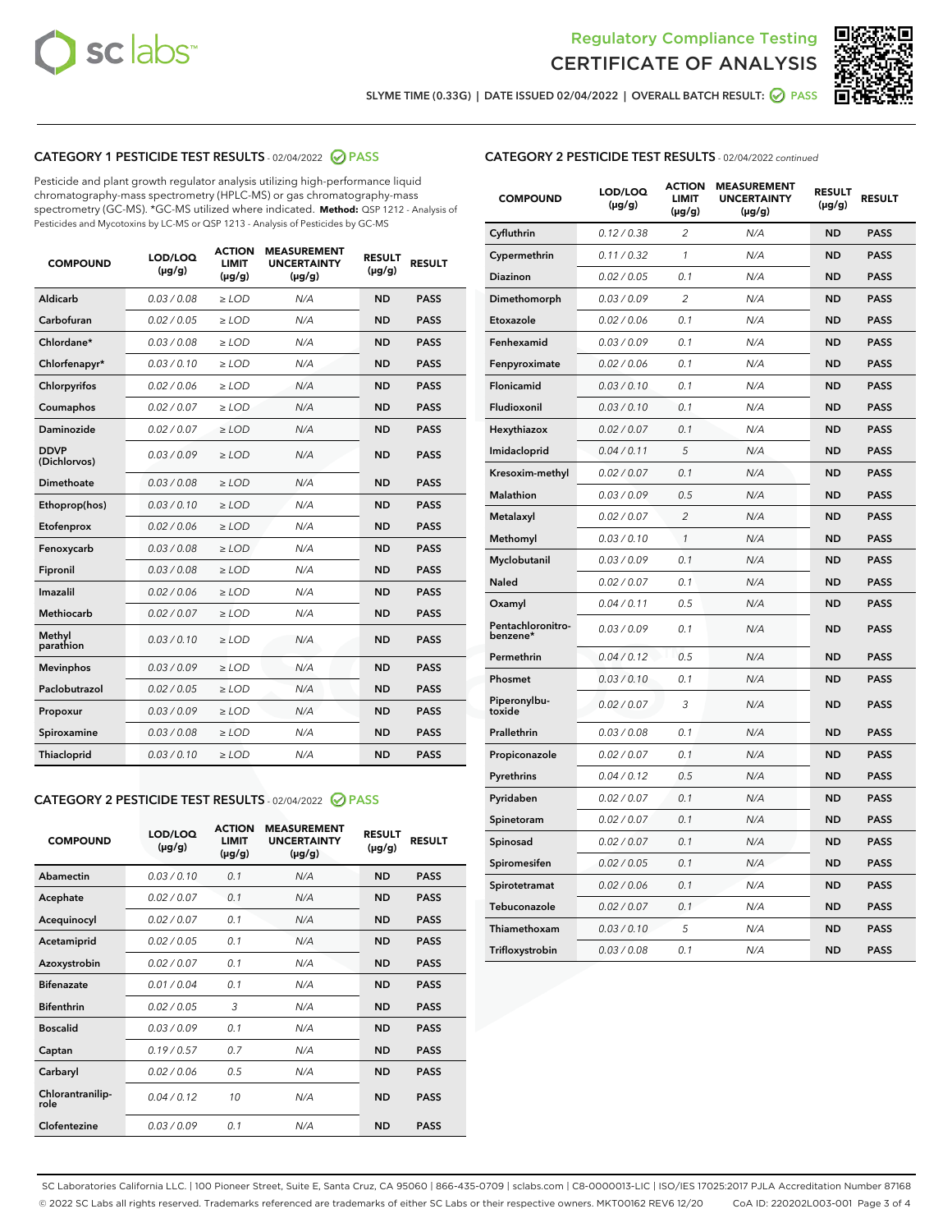Regulatory Compliance Testing
CERTIFICATE OF ANALYSIS

SLYME TIME (0.33G) | DATE ISSUED 02/04/2022 | OVERALL BATCH RESULT: PASS

## CATEGORY 1 PESTICIDE TEST RESULTS - 02/04/2022 PASS

Pesticide and plant growth regulator analysis utilizing high-performance liquid chromatography-mass spectrometry (HPLC-MS) or gas chromatography-mass spectrometry (GC-MS). *GC-MS utilized where indicated. **Method:** QSP 1212 - Analysis of Pesticides and Mycotoxins by LC-MS or QSP 1213 - Analysis of Pesticides by GC-MS

| COMPOUND | LOD/LOQ (µg/g) | ACTION LIMIT (µg/g) | MEASUREMENT UNCERTAINTY (µg/g) | RESULT (µg/g) | RESULT |
|---|---|---|---|---|---|
| Aldicarb | 0.03 / 0.08 | ≥ LOD | N/A | ND | PASS |
| Carbofuran | 0.02 / 0.05 | ≥ LOD | N/A | ND | PASS |
| Chlordane* | 0.03 / 0.08 | ≥ LOD | N/A | ND | PASS |
| Chlorfenapyr* | 0.03 / 0.10 | ≥ LOD | N/A | ND | PASS |
| Chlorpyrifos | 0.02 / 0.06 | ≥ LOD | N/A | ND | PASS |
| Coumaphos | 0.02 / 0.07 | ≥ LOD | N/A | ND | PASS |
| Daminozide | 0.02 / 0.07 | ≥ LOD | N/A | ND | PASS |
| DDVP (Dichlorvos) | 0.03 / 0.09 | ≥ LOD | N/A | ND | PASS |
| Dimethoate | 0.03 / 0.08 | ≥ LOD | N/A | ND | PASS |
| Ethoprop(hos) | 0.03 / 0.10 | ≥ LOD | N/A | ND | PASS |
| Etofenprox | 0.02 / 0.06 | ≥ LOD | N/A | ND | PASS |
| Fenoxycarb | 0.03 / 0.08 | ≥ LOD | N/A | ND | PASS |
| Fipronil | 0.03 / 0.08 | ≥ LOD | N/A | ND | PASS |
| Imazalil | 0.02 / 0.06 | ≥ LOD | N/A | ND | PASS |
| Methiocarb | 0.02 / 0.07 | ≥ LOD | N/A | ND | PASS |
| Methyl parathion | 0.03 / 0.10 | ≥ LOD | N/A | ND | PASS |
| Mevinphos | 0.03 / 0.09 | ≥ LOD | N/A | ND | PASS |
| Paclobutrazol | 0.02 / 0.05 | ≥ LOD | N/A | ND | PASS |
| Propoxur | 0.03 / 0.09 | ≥ LOD | N/A | ND | PASS |
| Spiroxamine | 0.03 / 0.08 | ≥ LOD | N/A | ND | PASS |
| Thiacloprid | 0.03 / 0.10 | ≥ LOD | N/A | ND | PASS |

## CATEGORY 2 PESTICIDE TEST RESULTS - 02/04/2022 PASS

| COMPOUND | LOD/LOQ (µg/g) | ACTION LIMIT (µg/g) | MEASUREMENT UNCERTAINTY (µg/g) | RESULT (µg/g) | RESULT |
|---|---|---|---|---|---|
| Abamectin | 0.03 / 0.10 | 0.1 | N/A | ND | PASS |
| Acephate | 0.02 / 0.07 | 0.1 | N/A | ND | PASS |
| Acequinocyl | 0.02 / 0.07 | 0.1 | N/A | ND | PASS |
| Acetamiprid | 0.02 / 0.05 | 0.1 | N/A | ND | PASS |
| Azoxystrobin | 0.02 / 0.07 | 0.1 | N/A | ND | PASS |
| Bifenazate | 0.01 / 0.04 | 0.1 | N/A | ND | PASS |
| Bifenthrin | 0.02 / 0.05 | 3 | N/A | ND | PASS |
| Boscalid | 0.03 / 0.09 | 0.1 | N/A | ND | PASS |
| Captan | 0.19 / 0.57 | 0.7 | N/A | ND | PASS |
| Carbaryl | 0.02 / 0.06 | 0.5 | N/A | ND | PASS |
| Chlorantraniliprole | 0.04 / 0.12 | 10 | N/A | ND | PASS |
| Clofentezine | 0.03 / 0.09 | 0.1 | N/A | ND | PASS |
| Cyfluthrin | 0.12 / 0.38 | 2 | N/A | ND | PASS |
| Cypermethrin | 0.11 / 0.32 | 1 | N/A | ND | PASS |
| Diazinon | 0.02 / 0.05 | 0.1 | N/A | ND | PASS |
| Dimethomorph | 0.03 / 0.09 | 2 | N/A | ND | PASS |
| Etoxazole | 0.02 / 0.06 | 0.1 | N/A | ND | PASS |
| Fenhexamid | 0.03 / 0.09 | 0.1 | N/A | ND | PASS |
| Fenpyroximate | 0.02 / 0.06 | 0.1 | N/A | ND | PASS |
| Flonicamid | 0.03 / 0.10 | 0.1 | N/A | ND | PASS |
| Fludioxonil | 0.03 / 0.10 | 0.1 | N/A | ND | PASS |
| Hexythiazox | 0.02 / 0.07 | 0.1 | N/A | ND | PASS |
| Imidacloprid | 0.04 / 0.11 | 5 | N/A | ND | PASS |
| Kresoxim-methyl | 0.02 / 0.07 | 0.1 | N/A | ND | PASS |
| Malathion | 0.03 / 0.09 | 0.5 | N/A | ND | PASS |
| Metalaxyl | 0.02 / 0.07 | 2 | N/A | ND | PASS |
| Methomyl | 0.03 / 0.10 | 1 | N/A | ND | PASS |
| Myclobutanil | 0.03 / 0.09 | 0.1 | N/A | ND | PASS |
| Naled | 0.02 / 0.07 | 0.1 | N/A | ND | PASS |
| Oxamyl | 0.04 / 0.11 | 0.5 | N/A | ND | PASS |
| Pentachloronitrobenzene* | 0.03 / 0.09 | 0.1 | N/A | ND | PASS |
| Permethrin | 0.04 / 0.12 | 0.5 | N/A | ND | PASS |
| Phosmet | 0.03 / 0.10 | 0.1 | N/A | ND | PASS |
| Piperonylbutoxide | 0.02 / 0.07 | 3 | N/A | ND | PASS |
| Prallethrin | 0.03 / 0.08 | 0.1 | N/A | ND | PASS |
| Propiconazole | 0.02 / 0.07 | 0.1 | N/A | ND | PASS |
| Pyrethrins | 0.04 / 0.12 | 0.5 | N/A | ND | PASS |
| Pyridaben | 0.02 / 0.07 | 0.1 | N/A | ND | PASS |
| Spinetoram | 0.02 / 0.07 | 0.1 | N/A | ND | PASS |
| Spinosad | 0.02 / 0.07 | 0.1 | N/A | ND | PASS |
| Spiromesifen | 0.02 / 0.05 | 0.1 | N/A | ND | PASS |
| Spirotetramat | 0.02 / 0.06 | 0.1 | N/A | ND | PASS |
| Tebuconazole | 0.02 / 0.07 | 0.1 | N/A | ND | PASS |
| Thiamethoxam | 0.03 / 0.10 | 5 | N/A | ND | PASS |
| Trifloxystrobin | 0.03 / 0.08 | 0.1 | N/A | ND | PASS |

SC Laboratories California LLC. | 100 Pioneer Street, Suite E, Santa Cruz, CA 95060 | 866-435-0709 | sclabs.com | C8-0000013-LIC | ISO/IES 17025:2017 PJLA Accreditation Number 87168
© 2022 SC Labs all rights reserved. Trademarks referenced are trademarks of either SC Labs or their respective owners. MKT00162 REV6 12/20 CoA ID: 220202L003-001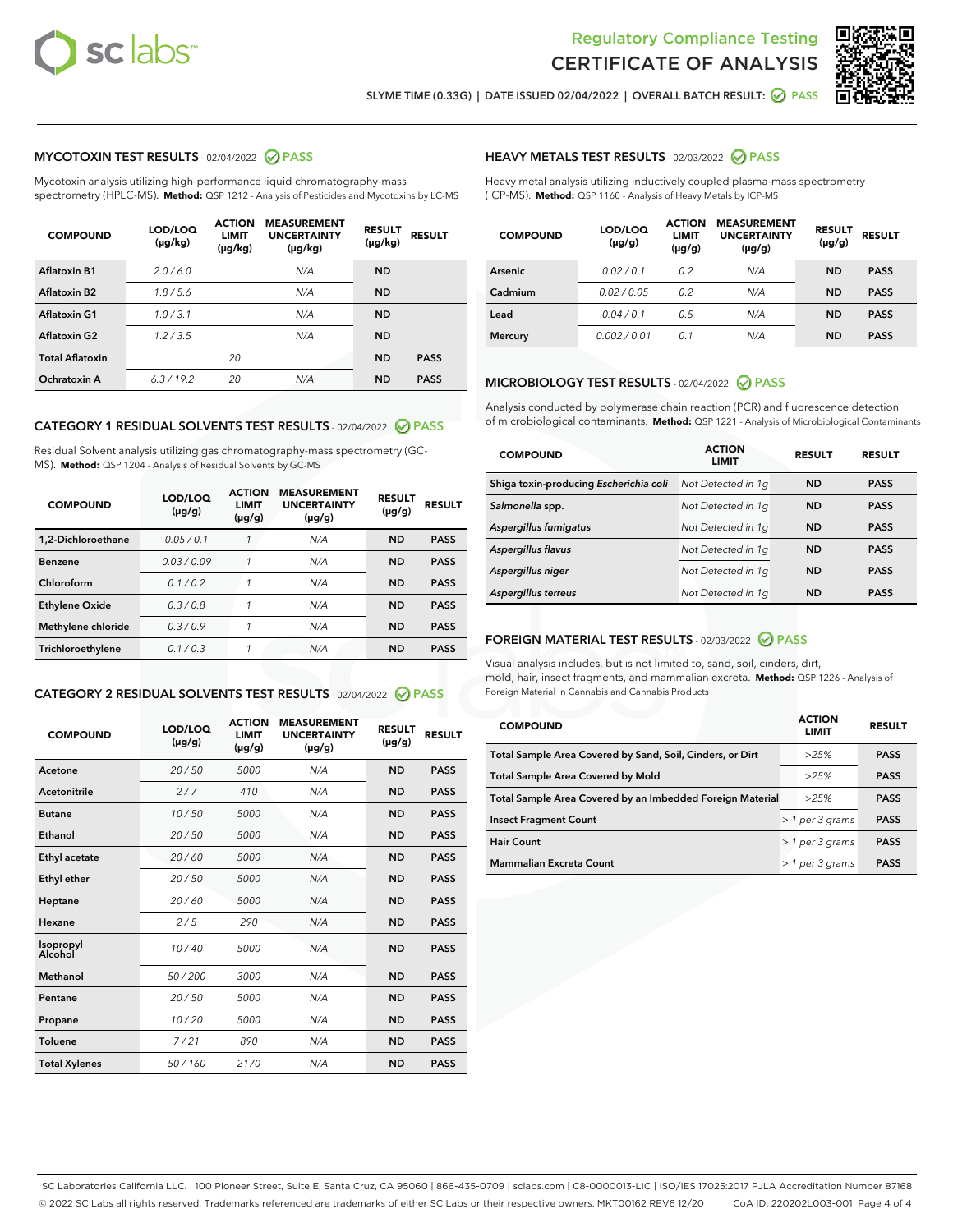Regulatory Compliance Testing
CERTIFICATE OF ANALYSIS

SLYME TIME (0.33G) | DATE ISSUED 02/04/2022 | OVERALL BATCH RESULT: PASS

## MYCOTOXIN TEST RESULTS - 02/04/2022 PASS

Mycotoxin analysis utilizing high-performance liquid chromatography-mass spectrometry (HPLC-MS). **Method:** QSP 1212 - Analysis of Pesticides and Mycotoxins by LC-MS

| COMPOUND | LOD/LOQ (µg/kg) | ACTION LIMIT (µg/kg) | MEASUREMENT UNCERTAINTY (µg/kg) | RESULT (µg/kg) | RESULT |
|---|---|---|---|---|---|
| Aflatoxin B1 | 2.0 / 6.0 | | N/A | ND | |
| Aflatoxin B2 | 1.8 / 5.6 | | N/A | ND | |
| Aflatoxin G1 | 1.0 / 3.1 | | N/A | ND | |
| Aflatoxin G2 | 1.2 / 3.5 | | N/A | ND | |
| Total Aflatoxin | | 20 | | ND | PASS |
| Ochratoxin A | 6.3 / 19.2 | 20 | N/A | ND | PASS |

## CATEGORY 1 RESIDUAL SOLVENTS TEST RESULTS - 02/04/2022 PASS

Residual Solvent analysis utilizing gas chromatography-mass spectrometry (GC-MS). **Method:** QSP 1204 - Analysis of Residual Solvents by GC-MS

| COMPOUND | LOD/LOQ (µg/g) | ACTION LIMIT (µg/g) | MEASUREMENT UNCERTAINTY (µg/g) | RESULT (µg/g) | RESULT |
|---|---|---|---|---|---|
| 1,2-Dichloroethane | 0.05 / 0.1 | 1 | N/A | ND | PASS |
| Benzene | 0.03 / 0.09 | 1 | N/A | ND | PASS |
| Chloroform | 0.1 / 0.2 | 1 | N/A | ND | PASS |
| Ethylene Oxide | 0.3 / 0.8 | 1 | N/A | ND | PASS |
| Methylene chloride | 0.3 / 0.9 | 1 | N/A | ND | PASS |
| Trichloroethylene | 0.1 / 0.3 | 1 | N/A | ND | PASS |

## CATEGORY 2 RESIDUAL SOLVENTS TEST RESULTS - 02/04/2022 PASS

| COMPOUND | LOD/LOQ (µg/g) | ACTION LIMIT (µg/g) | MEASUREMENT UNCERTAINTY (µg/g) | RESULT (µg/g) | RESULT |
|---|---|---|---|---|---|
| Acetone | 20 / 50 | 5000 | N/A | ND | PASS |
| Acetonitrile | 2 / 7 | 410 | N/A | ND | PASS |
| Butane | 10 / 50 | 5000 | N/A | ND | PASS |
| Ethanol | 20 / 50 | 5000 | N/A | ND | PASS |
| Ethyl acetate | 20 / 60 | 5000 | N/A | ND | PASS |
| Ethyl ether | 20 / 50 | 5000 | N/A | ND | PASS |
| Heptane | 20 / 60 | 5000 | N/A | ND | PASS |
| Hexane | 2 / 5 | 290 | N/A | ND | PASS |
| Isopropyl Alcohol | 10 / 40 | 5000 | N/A | ND | PASS |
| Methanol | 50 / 200 | 3000 | N/A | ND | PASS |
| Pentane | 20 / 50 | 5000 | N/A | ND | PASS |
| Propane | 10 / 20 | 5000 | N/A | ND | PASS |
| Toluene | 7 / 21 | 890 | N/A | ND | PASS |
| Total Xylenes | 50 / 160 | 2170 | N/A | ND | PASS |

## HEAVY METALS TEST RESULTS - 02/03/2022 PASS

Heavy metal analysis utilizing inductively coupled plasma-mass spectrometry (ICP-MS). **Method:** QSP 1160 - Analysis of Heavy Metals by ICP-MS

| COMPOUND | LOD/LOQ (µg/g) | ACTION LIMIT (µg/g) | MEASUREMENT UNCERTAINTY (µg/g) | RESULT (µg/g) | RESULT |
|---|---|---|---|---|---|
| Arsenic | 0.02 / 0.1 | 0.2 | N/A | ND | PASS |
| Cadmium | 0.02 / 0.05 | 0.2 | N/A | ND | PASS |
| Lead | 0.04 / 0.1 | 0.5 | N/A | ND | PASS |
| Mercury | 0.002 / 0.01 | 0.1 | N/A | ND | PASS |

## MICROBIOLOGY TEST RESULTS - 02/04/2022 PASS

Analysis conducted by polymerase chain reaction (PCR) and fluorescence detection of microbiological contaminants. **Method:** QSP 1221 - Analysis of Microbiological Contaminants

| COMPOUND | ACTION LIMIT | RESULT | RESULT |
|---|---|---|---|
| Shiga toxin-producing *Escherichia coli* | Not Detected in 1g | ND | PASS |
| *Salmonella* spp. | Not Detected in 1g | ND | PASS |
| *Aspergillus fumigatus* | Not Detected in 1g | ND | PASS |
| *Aspergillus flavus* | Not Detected in 1g | ND | PASS |
| *Aspergillus niger* | Not Detected in 1g | ND | PASS |
| *Aspergillus terreus* | Not Detected in 1g | ND | PASS |

## FOREIGN MATERIAL TEST RESULTS - 02/03/2022 PASS

Visual analysis includes, but is not limited to, sand, soil, cinders, dirt, mold, hair, insect fragments, and mammalian excreta. **Method:** QSP 1226 - Analysis of Foreign Material in Cannabis and Cannabis Products

| COMPOUND | ACTION LIMIT | RESULT |
|---|---|---|
| Total Sample Area Covered by Sand, Soil, Cinders, or Dirt | >25% | PASS |
| Total Sample Area Covered by Mold | >25% | PASS |
| Total Sample Area Covered by an Imbedded Foreign Material | >25% | PASS |
| Insect Fragment Count | > 1 per 3 grams | PASS |
| Hair Count | > 1 per 3 grams | PASS |
| Mammalian Excreta Count | > 1 per 3 grams | PASS |

SC Laboratories California LLC. | 100 Pioneer Street, Suite E, Santa Cruz, CA 95060 | 866-435-0709 | sclabs.com | C8-0000013-LIC | ISO/IES 17025:2017 PJLA Accreditation Number 87168
© 2022 SC Labs all rights reserved. Trademarks referenced are trademarks of either SC Labs or their respective owners. MKT00162 REV6 12/20 CoA ID: 220202L003-001